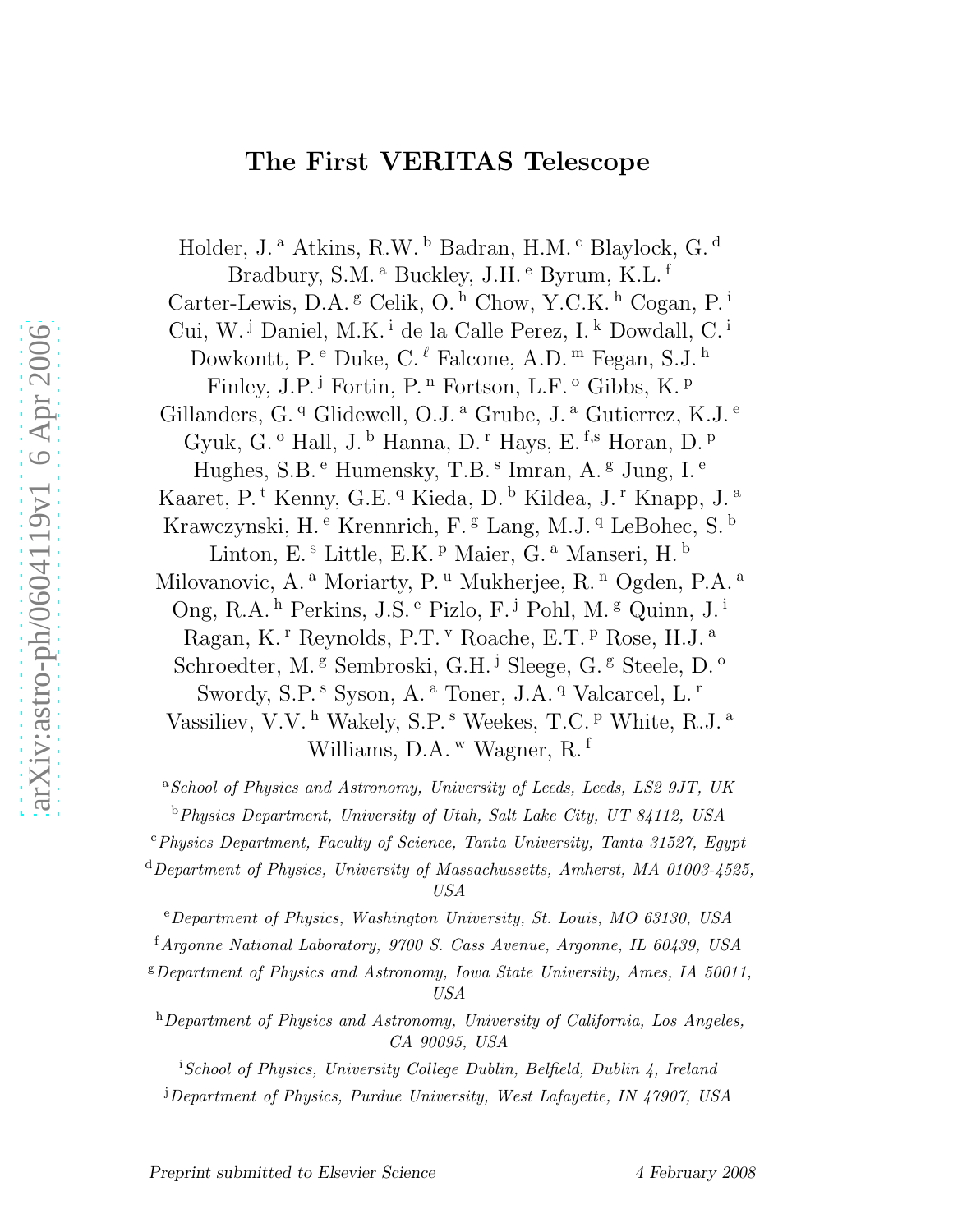# The First VERITAS Telescope

Holder, J.[a] Atkins, R.W.[b] Badran, H.M.[c] Blaylock, G.[d] Bradbury, S.M.[a] Buckley, J.H.[e] Byrum, K.L.[f] Carter-Lewis, D.A.[g] Celik, O.[h] Chow, Y.C.K.[h] Cogan, P.[i] Cui, W.[j] Daniel, M.K.[i] de la Calle Perez, I.[k] Dowdall, C.[i] Dowkontt, P.[e] Duke, C.[ℓ] Falcone, A.D.[m] Fegan, S.J.[h] Finley, J.P.[j] Fortin, P.[n] Fortson, L.F.[o] Gibbs, K.[p] Gillanders, G.[q] Glidewell, O.J.[a] Grube, J.[a] Gutierrez, K.J.[e] Gyuk, G.[o] Hall, J.[b] Hanna, D.[r] Hays, E.[f,s] Horan, D.[p] Hughes, S.B.[e] Humensky, T.B.[s] Imran, A.[g] Jung, I.[e] Kaaret, P.[t] Kenny, G.E.[q] Kieda, D.[b] Kildea, J.[r] Knapp, J.[a] Krawczynski, H.[e] Krennrich, F.[g] Lang, M.J.[q] LeBohec, S.[b] Linton, E.[s] Little, E.K.[p] Maier, G.[a] Manseri, H.[b] Milovanovic, A.[a] Moriarty, P.[u] Mukherjee, R.[n] Ogden, P.A.[a] Ong, R.A.[h] Perkins, J.S.[e] Pizlo, F.[j] Pohl, M.[g] Quinn, J.[i] Ragan, K.[r] Reynolds, P.T.[v] Roache, E.T.[p] Rose, H.J.[a] Schroedter, M.[g] Sembroski, G.H.[j] Sleege, G.[g] Steele, D.[o] Swordy, S.P.[s] Syson, A.[a] Toner, J.A.[q] Valcarcel, L.[r] Vassiliev, V.V.[h] Wakely, S.P.[s] Weekes, T.C.[p] White, R.J.[a] Williams, D.A.[w] Wagner, R.[f]

[a] *School of Physics and Astronomy, University of Leeds, Leeds, LS2 9JT, UK*

[b] *Physics Department, University of Utah, Salt Lake City, UT 84112, USA*

[c] *Physics Department, Faculty of Science, Tanta University, Tanta 31527, Egypt*

[d] *Department of Physics, University of Massachussetts, Amherst, MA 01003-4525, USA*

[e] *Department of Physics, Washington University, St. Louis, MO 63130, USA*

[f] *Argonne National Laboratory, 9700 S. Cass Avenue, Argonne, IL 60439, USA*

[g] *Department of Physics and Astronomy, Iowa State University, Ames, IA 50011, USA*

[h] *Department of Physics and Astronomy, University of California, Los Angeles, CA 90095, USA*

[i] *School of Physics, University College Dublin, Belfield, Dublin 4, Ireland*

[j] *Department of Physics, Purdue University, West Lafayette, IN 47907, USA*

Preprint submitted to Elsevier Science 4 February 2008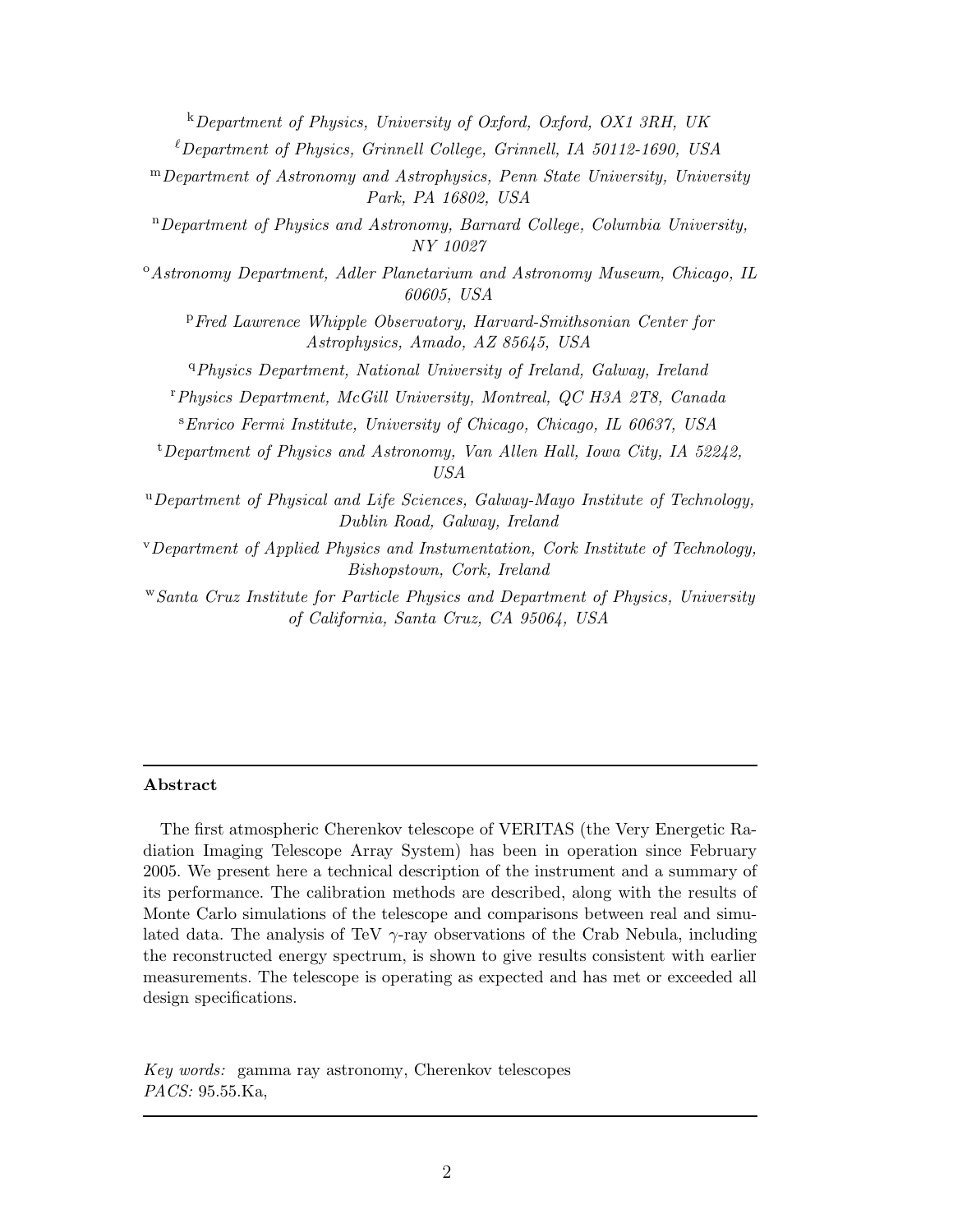[k] *Department of Physics, University of Oxford, Oxford, OX1 3RH, UK*

[ℓ] *Department of Physics, Grinnell College, Grinnell, IA 50112-1690, USA*

[m] *Department of Astronomy and Astrophysics, Penn State University, University Park, PA 16802, USA*

[n] *Department of Physics and Astronomy, Barnard College, Columbia University, NY 10027*

[o] *Astronomy Department, Adler Planetarium and Astronomy Museum, Chicago, IL 60605, USA*

[p] *Fred Lawrence Whipple Observatory, Harvard-Smithsonian Center for Astrophysics, Amado, AZ 85645, USA*

[q] *Physics Department, National University of Ireland, Galway, Ireland*

[r] *Physics Department, McGill University, Montreal, QC H3A 2T8, Canada*

[s] *Enrico Fermi Institute, University of Chicago, Chicago, IL 60637, USA*

[t] *Department of Physics and Astronomy, Van Allen Hall, Iowa City, IA 52242, USA*

[u] *Department of Physical and Life Sciences, Galway-Mayo Institute of Technology, Dublin Road, Galway, Ireland*

[v] *Department of Applied Physics and Instumentation, Cork Institute of Technology, Bishopstown, Cork, Ireland*

[w] *Santa Cruz Institute for Particle Physics and Department of Physics, University of California, Santa Cruz, CA 95064, USA*

---

**Abstract**

The first atmospheric Cherenkov telescope of VERITAS (the Very Energetic Radiation Imaging Telescope Array System) has been in operation since February 2005. We present here a technical description of the instrument and a summary of its performance. The calibration methods are described, along with the results of Monte Carlo simulations of the telescope and comparisons between real and simulated data. The analysis of TeV $\gamma$-ray observations of the Crab Nebula, including the reconstructed energy spectrum, is shown to give results consistent with earlier measurements. The telescope is operating as expected and has met or exceeded all design specifications.

*Key words:* gamma ray astronomy, Cherenkov telescopes
*PACS:* 95.55.Ka,

---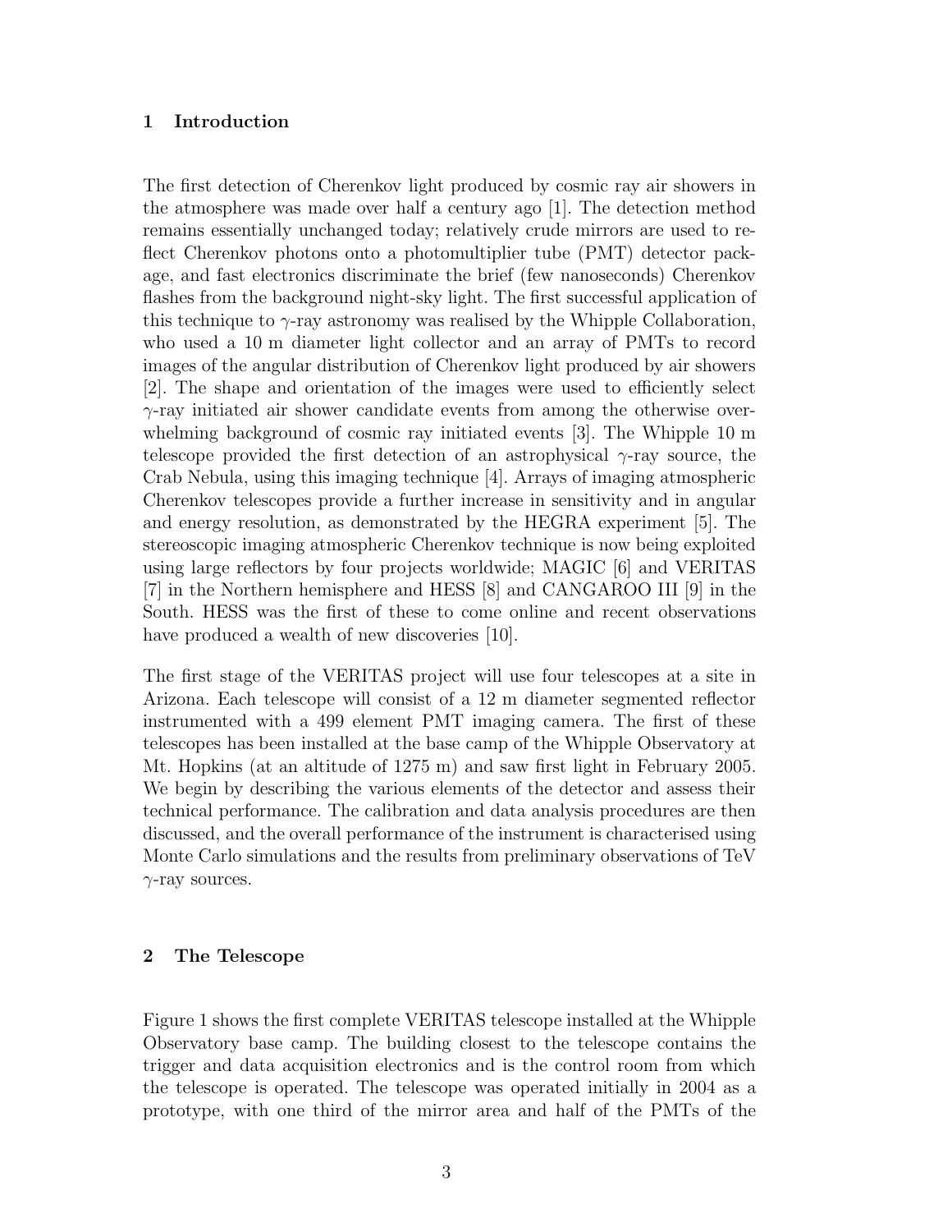## 1 Introduction

The first detection of Cherenkov light produced by cosmic ray air showers in the atmosphere was made over half a century ago [1]. The detection method remains essentially unchanged today; relatively crude mirrors are used to reflect Cherenkov photons onto a photomultiplier tube (PMT) detector package, and fast electronics discriminate the brief (few nanoseconds) Cherenkov flashes from the background night-sky light. The first successful application of this technique to $\gamma$-ray astronomy was realised by the Whipple Collaboration, who used a 10 m diameter light collector and an array of PMTs to record images of the angular distribution of Cherenkov light produced by air showers [2]. The shape and orientation of the images were used to efficiently select $\gamma$-ray initiated air shower candidate events from among the otherwise overwhelming background of cosmic ray initiated events [3]. The Whipple 10 m telescope provided the first detection of an astrophysical $\gamma$-ray source, the Crab Nebula, using this imaging technique [4]. Arrays of imaging atmospheric Cherenkov telescopes provide a further increase in sensitivity and in angular and energy resolution, as demonstrated by the HEGRA experiment [5]. The stereoscopic imaging atmospheric Cherenkov technique is now being exploited using large reflectors by four projects worldwide; MAGIC [6] and VERITAS [7] in the Northern hemisphere and HESS [8] and CANGAROO III [9] in the South. HESS was the first of these to come online and recent observations have produced a wealth of new discoveries [10].

The first stage of the VERITAS project will use four telescopes at a site in Arizona. Each telescope will consist of a 12 m diameter segmented reflector instrumented with a 499 element PMT imaging camera. The first of these telescopes has been installed at the base camp of the Whipple Observatory at Mt. Hopkins (at an altitude of 1275 m) and saw first light in February 2005. We begin by describing the various elements of the detector and assess their technical performance. The calibration and data analysis procedures are then discussed, and the overall performance of the instrument is characterised using Monte Carlo simulations and the results from preliminary observations of TeV $\gamma$-ray sources.

## 2 The Telescope

Figure 1 shows the first complete VERITAS telescope installed at the Whipple Observatory base camp. The building closest to the telescope contains the trigger and data acquisition electronics and is the control room from which the telescope is operated. The telescope was operated initially in 2004 as a prototype, with one third of the mirror area and half of the PMTs of the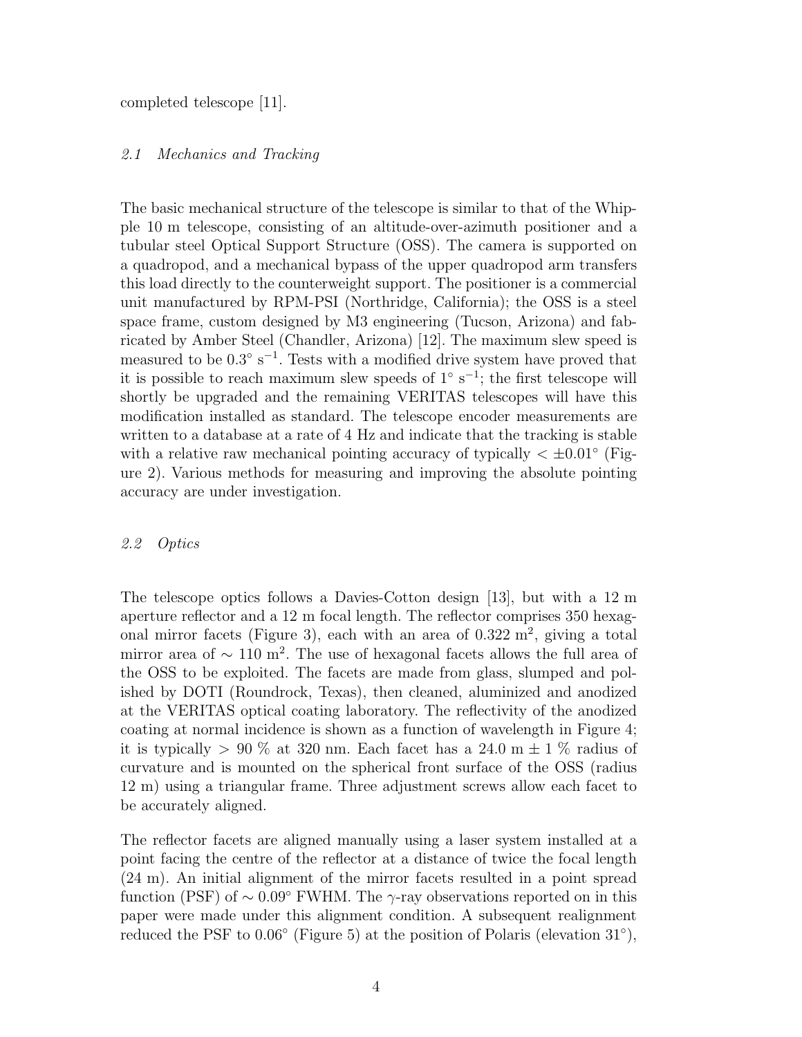completed telescope [11].

### 2.1 Mechanics and Tracking

The basic mechanical structure of the telescope is similar to that of the Whipple 10 m telescope, consisting of an altitude-over-azimuth positioner and a tubular steel Optical Support Structure (OSS). The camera is supported on a quadropod, and a mechanical bypass of the upper quadropod arm transfers this load directly to the counterweight support. The positioner is a commercial unit manufactured by RPM-PSI (Northridge, California); the OSS is a steel space frame, custom designed by M3 engineering (Tucson, Arizona) and fabricated by Amber Steel (Chandler, Arizona) [12]. The maximum slew speed is measured to be $0.3^{\circ}$ s$^{-1}$. Tests with a modified drive system have proved that it is possible to reach maximum slew speeds of $1^{\circ}$ s$^{-1}$; the first telescope will shortly be upgraded and the remaining VERITAS telescopes will have this modification installed as standard. The telescope encoder measurements are written to a database at a rate of 4 Hz and indicate that the tracking is stable with a relative raw mechanical pointing accuracy of typically $< \pm 0.01^{\circ}$ (Figure 2). Various methods for measuring and improving the absolute pointing accuracy are under investigation.

### 2.2 Optics

The telescope optics follows a Davies-Cotton design [13], but with a 12 m aperture reflector and a 12 m focal length. The reflector comprises 350 hexagonal mirror facets (Figure 3), each with an area of 0.322 m$^2$, giving a total mirror area of $\sim 110$ m$^2$. The use of hexagonal facets allows the full area of the OSS to be exploited. The facets are made from glass, slumped and polished by DOTI (Roundrock, Texas), then cleaned, aluminized and anodized at the VERITAS optical coating laboratory. The reflectivity of the anodized coating at normal incidence is shown as a function of wavelength in Figure 4; it is typically $> 90$ % at 320 nm. Each facet has a 24.0 m $\pm$ 1 % radius of curvature and is mounted on the spherical front surface of the OSS (radius 12 m) using a triangular frame. Three adjustment screws allow each facet to be accurately aligned.

The reflector facets are aligned manually using a laser system installed at a point facing the centre of the reflector at a distance of twice the focal length (24 m). An initial alignment of the mirror facets resulted in a point spread function (PSF) of $\sim 0.09^{\circ}$ FWHM. The $\gamma$-ray observations reported on in this paper were made under this alignment condition. A subsequent realignment reduced the PSF to $0.06^{\circ}$ (Figure 5) at the position of Polaris (elevation $31^{\circ}$),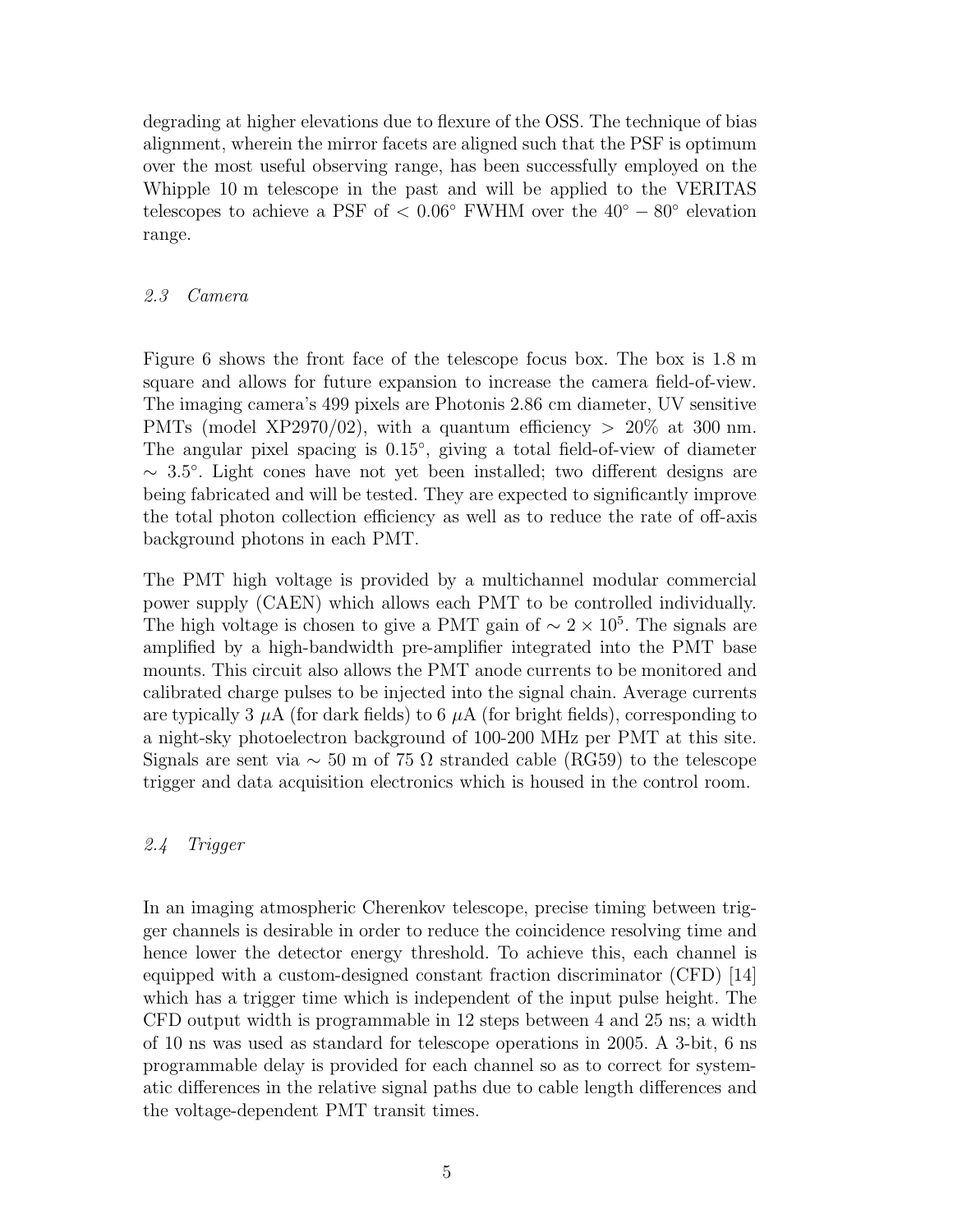degrading at higher elevations due to flexure of the OSS. The technique of bias alignment, wherein the mirror facets are aligned such that the PSF is optimum over the most useful observing range, has been successfully employed on the Whipple 10 m telescope in the past and will be applied to the VERITAS telescopes to achieve a PSF of $< 0.06^\circ$ FWHM over the $40^\circ - 80^\circ$ elevation range.

### *2.3 Camera*

Figure 6 shows the front face of the telescope focus box. The box is 1.8 m square and allows for future expansion to increase the camera field-of-view. The imaging camera's 499 pixels are Photonis 2.86 cm diameter, UV sensitive PMTs (model XP2970/02), with a quantum efficiency $> 20\%$ at 300 nm. The angular pixel spacing is $0.15^\circ$, giving a total field-of-view of diameter $\sim 3.5^\circ$. Light cones have not yet been installed; two different designs are being fabricated and will be tested. They are expected to significantly improve the total photon collection efficiency as well as to reduce the rate of off-axis background photons in each PMT.

The PMT high voltage is provided by a multichannel modular commercial power supply (CAEN) which allows each PMT to be controlled individually. The high voltage is chosen to give a PMT gain of $\sim 2 \times 10^5$. The signals are amplified by a high-bandwidth pre-amplifier integrated into the PMT base mounts. This circuit also allows the PMT anode currents to be monitored and calibrated charge pulses to be injected into the signal chain. Average currents are typically 3 $\mu$A (for dark fields) to 6 $\mu$A (for bright fields), corresponding to a night-sky photoelectron background of 100-200 MHz per PMT at this site. Signals are sent via $\sim 50$ m of 75 $\Omega$ stranded cable (RG59) to the telescope trigger and data acquisition electronics which is housed in the control room.

### *2.4 Trigger*

In an imaging atmospheric Cherenkov telescope, precise timing between trigger channels is desirable in order to reduce the coincidence resolving time and hence lower the detector energy threshold. To achieve this, each channel is equipped with a custom-designed constant fraction discriminator (CFD) [14] which has a trigger time which is independent of the input pulse height. The CFD output width is programmable in 12 steps between 4 and 25 ns; a width of 10 ns was used as standard for telescope operations in 2005. A 3-bit, 6 ns programmable delay is provided for each channel so as to correct for systematic differences in the relative signal paths due to cable length differences and the voltage-dependent PMT transit times.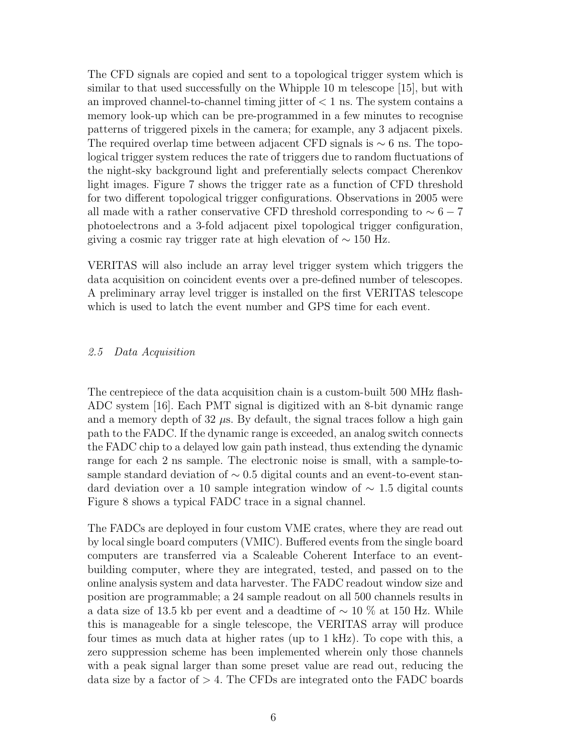The CFD signals are copied and sent to a topological trigger system which is similar to that used successfully on the Whipple 10 m telescope [15], but with an improved channel-to-channel timing jitter of $< 1$ ns. The system contains a memory look-up which can be pre-programmed in a few minutes to recognise patterns of triggered pixels in the camera; for example, any 3 adjacent pixels. The required overlap time between adjacent CFD signals is $\sim 6$ ns. The topological trigger system reduces the rate of triggers due to random fluctuations of the night-sky background light and preferentially selects compact Cherenkov light images. Figure 7 shows the trigger rate as a function of CFD threshold for two different topological trigger configurations. Observations in 2005 were all made with a rather conservative CFD threshold corresponding to $\sim 6-7$ photoelectrons and a 3-fold adjacent pixel topological trigger configuration, giving a cosmic ray trigger rate at high elevation of $\sim 150$ Hz.

VERITAS will also include an array level trigger system which triggers the data acquisition on coincident events over a pre-defined number of telescopes. A preliminary array level trigger is installed on the first VERITAS telescope which is used to latch the event number and GPS time for each event.

### *2.5 Data Acquisition*

The centrepiece of the data acquisition chain is a custom-built 500 MHz flash-ADC system [16]. Each PMT signal is digitized with an 8-bit dynamic range and a memory depth of 32 $\mu$s. By default, the signal traces follow a high gain path to the FADC. If the dynamic range is exceeded, an analog switch connects the FADC chip to a delayed low gain path instead, thus extending the dynamic range for each 2 ns sample. The electronic noise is small, with a sample-to-sample standard deviation of $\sim 0.5$ digital counts and an event-to-event standard deviation over a 10 sample integration window of $\sim 1.5$ digital counts Figure 8 shows a typical FADC trace in a signal channel.

The FADCs are deployed in four custom VME crates, where they are read out by local single board computers (VMIC). Buffered events from the single board computers are transferred via a Scaleable Coherent Interface to an event-building computer, where they are integrated, tested, and passed on to the online analysis system and data harvester. The FADC readout window size and position are programmable; a 24 sample readout on all 500 channels results in a data size of 13.5 kb per event and a deadtime of $\sim 10$ % at 150 Hz. While this is manageable for a single telescope, the VERITAS array will produce four times as much data at higher rates (up to 1 kHz). To cope with this, a zero suppression scheme has been implemented wherein only those channels with a peak signal larger than some preset value are read out, reducing the data size by a factor of $> 4$. The CFDs are integrated onto the FADC boards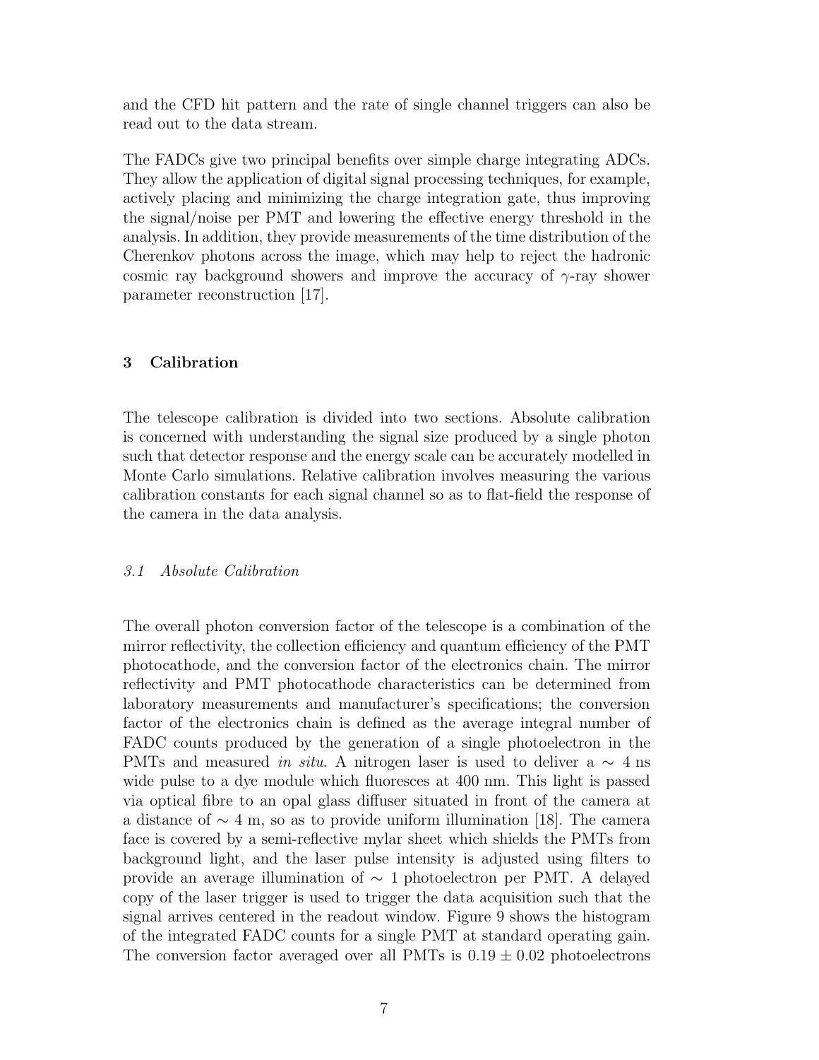and the CFD hit pattern and the rate of single channel triggers can also be read out to the data stream.

The FADCs give two principal benefits over simple charge integrating ADCs. They allow the application of digital signal processing techniques, for example, actively placing and minimizing the charge integration gate, thus improving the signal/noise per PMT and lowering the effective energy threshold in the analysis. In addition, they provide measurements of the time distribution of the Cherenkov photons across the image, which may help to reject the hadronic cosmic ray background showers and improve the accuracy of $\gamma$-ray shower parameter reconstruction [17].

## 3 Calibration

The telescope calibration is divided into two sections. Absolute calibration is concerned with understanding the signal size produced by a single photon such that detector response and the energy scale can be accurately modelled in Monte Carlo simulations. Relative calibration involves measuring the various calibration constants for each signal channel so as to flat-field the response of the camera in the data analysis.

### *3.1 Absolute Calibration*

The overall photon conversion factor of the telescope is a combination of the mirror reflectivity, the collection efficiency and quantum efficiency of the PMT photocathode, and the conversion factor of the electronics chain. The mirror reflectivity and PMT photocathode characteristics can be determined from laboratory measurements and manufacturer's specifications; the conversion factor of the electronics chain is defined as the average integral number of FADC counts produced by the generation of a single photoelectron in the PMTs and measured *in situ*. A nitrogen laser is used to deliver a $\sim$ 4 ns wide pulse to a dye module which fluoresces at 400 nm. This light is passed via optical fibre to an opal glass diffuser situated in front of the camera at a distance of $\sim$ 4 m, so as to provide uniform illumination [18]. The camera face is covered by a semi-reflective mylar sheet which shields the PMTs from background light, and the laser pulse intensity is adjusted using filters to provide an average illumination of $\sim$ 1 photoelectron per PMT. A delayed copy of the laser trigger is used to trigger the data acquisition such that the signal arrives centered in the readout window. Figure 9 shows the histogram of the integrated FADC counts for a single PMT at standard operating gain. The conversion factor averaged over all PMTs is $0.19 \pm 0.02$ photoelectrons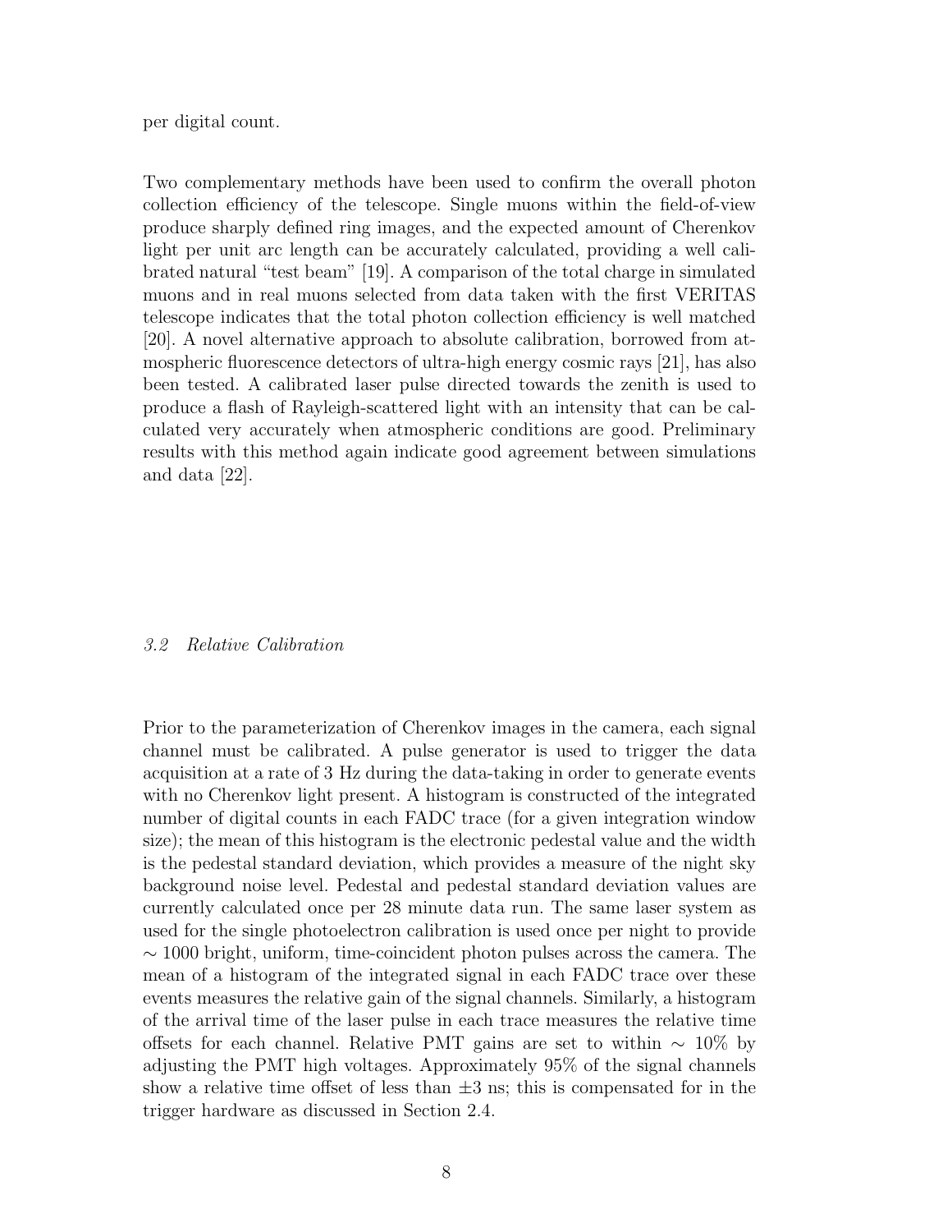per digital count.

Two complementary methods have been used to confirm the overall photon collection efficiency of the telescope. Single muons within the field-of-view produce sharply defined ring images, and the expected amount of Cherenkov light per unit arc length can be accurately calculated, providing a well calibrated natural "test beam" [19]. A comparison of the total charge in simulated muons and in real muons selected from data taken with the first VERITAS telescope indicates that the total photon collection efficiency is well matched [20]. A novel alternative approach to absolute calibration, borrowed from atmospheric fluorescence detectors of ultra-high energy cosmic rays [21], has also been tested. A calibrated laser pulse directed towards the zenith is used to produce a flash of Rayleigh-scattered light with an intensity that can be calculated very accurately when atmospheric conditions are good. Preliminary results with this method again indicate good agreement between simulations and data [22].

### *3.2 Relative Calibration*

Prior to the parameterization of Cherenkov images in the camera, each signal channel must be calibrated. A pulse generator is used to trigger the data acquisition at a rate of 3 Hz during the data-taking in order to generate events with no Cherenkov light present. A histogram is constructed of the integrated number of digital counts in each FADC trace (for a given integration window size); the mean of this histogram is the electronic pedestal value and the width is the pedestal standard deviation, which provides a measure of the night sky background noise level. Pedestal and pedestal standard deviation values are currently calculated once per 28 minute data run. The same laser system as used for the single photoelectron calibration is used once per night to provide $\sim 1000$ bright, uniform, time-coincident photon pulses across the camera. The mean of a histogram of the integrated signal in each FADC trace over these events measures the relative gain of the signal channels. Similarly, a histogram of the arrival time of the laser pulse in each trace measures the relative time offsets for each channel. Relative PMT gains are set to within $\sim 10\%$ by adjusting the PMT high voltages. Approximately 95% of the signal channels show a relative time offset of less than $\pm 3$ ns; this is compensated for in the trigger hardware as discussed in Section 2.4.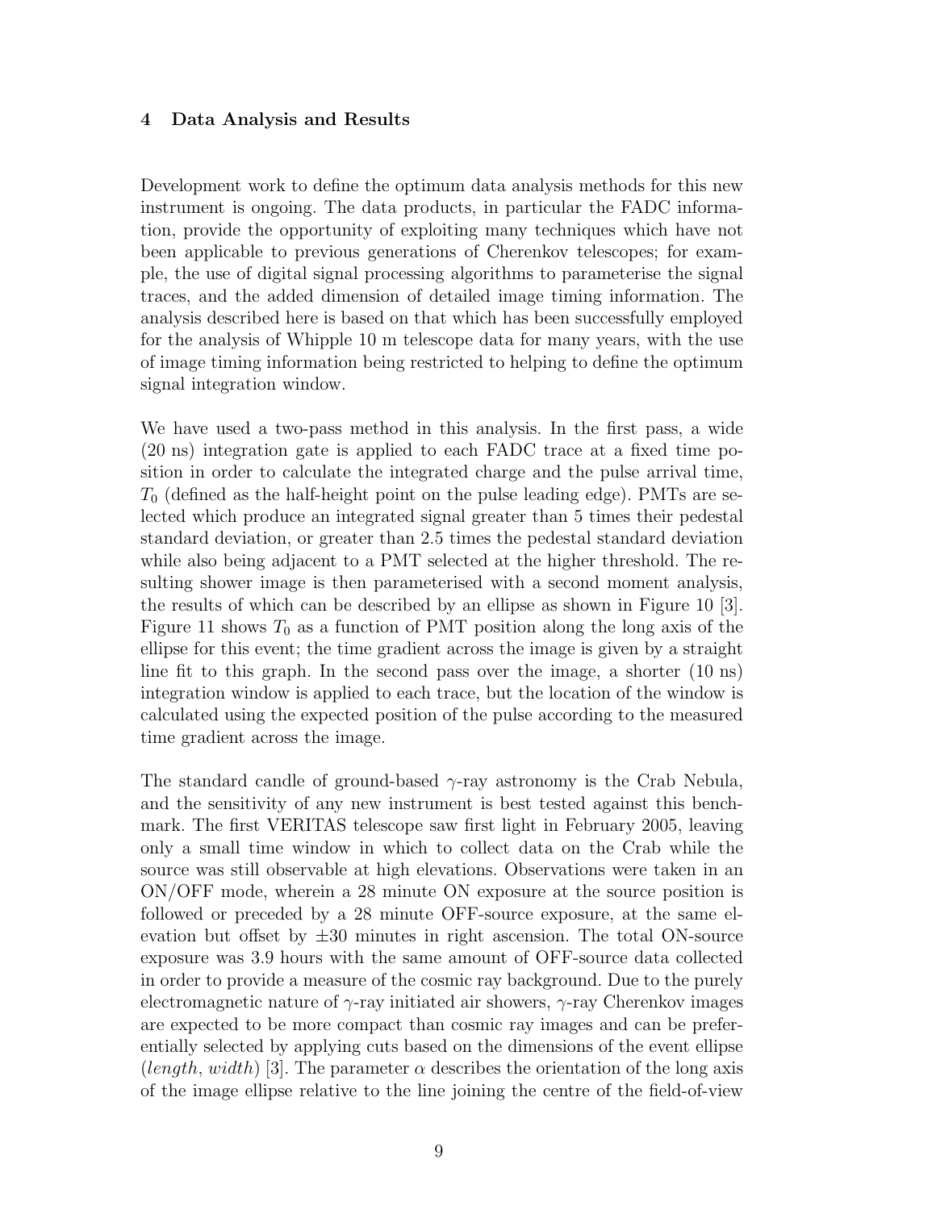## 4 Data Analysis and Results

Development work to define the optimum data analysis methods for this new instrument is ongoing. The data products, in particular the FADC information, provide the opportunity of exploiting many techniques which have not been applicable to previous generations of Cherenkov telescopes; for example, the use of digital signal processing algorithms to parameterise the signal traces, and the added dimension of detailed image timing information. The analysis described here is based on that which has been successfully employed for the analysis of Whipple 10 m telescope data for many years, with the use of image timing information being restricted to helping to define the optimum signal integration window.

We have used a two-pass method in this analysis. In the first pass, a wide (20 ns) integration gate is applied to each FADC trace at a fixed time position in order to calculate the integrated charge and the pulse arrival time, $T_0$ (defined as the half-height point on the pulse leading edge). PMTs are selected which produce an integrated signal greater than 5 times their pedestal standard deviation, or greater than 2.5 times the pedestal standard deviation while also being adjacent to a PMT selected at the higher threshold. The resulting shower image is then parameterised with a second moment analysis, the results of which can be described by an ellipse as shown in Figure 10 [3]. Figure 11 shows $T_0$ as a function of PMT position along the long axis of the ellipse for this event; the time gradient across the image is given by a straight line fit to this graph. In the second pass over the image, a shorter (10 ns) integration window is applied to each trace, but the location of the window is calculated using the expected position of the pulse according to the measured time gradient across the image.

The standard candle of ground-based $\gamma$-ray astronomy is the Crab Nebula, and the sensitivity of any new instrument is best tested against this benchmark. The first VERITAS telescope saw first light in February 2005, leaving only a small time window in which to collect data on the Crab while the source was still observable at high elevations. Observations were taken in an ON/OFF mode, wherein a 28 minute ON exposure at the source position is followed or preceded by a 28 minute OFF-source exposure, at the same elevation but offset by $\pm 30$ minutes in right ascension. The total ON-source exposure was 3.9 hours with the same amount of OFF-source data collected in order to provide a measure of the cosmic ray background. Due to the purely electromagnetic nature of $\gamma$-ray initiated air showers, $\gamma$-ray Cherenkov images are expected to be more compact than cosmic ray images and can be preferentially selected by applying cuts based on the dimensions of the event ellipse (*length*, *width*) [3]. The parameter $\alpha$ describes the orientation of the long axis of the image ellipse relative to the line joining the centre of the field-of-view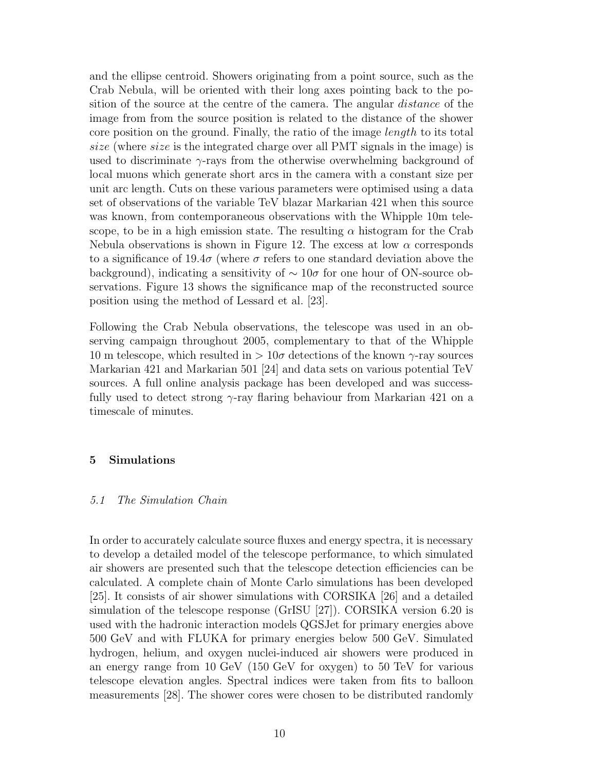and the ellipse centroid. Showers originating from a point source, such as the Crab Nebula, will be oriented with their long axes pointing back to the position of the source at the centre of the camera. The angular *distance* of the image from from the source position is related to the distance of the shower core position on the ground. Finally, the ratio of the image *length* to its total *size* (where *size* is the integrated charge over all PMT signals in the image) is used to discriminate $\gamma$-rays from the otherwise overwhelming background of local muons which generate short arcs in the camera with a constant size per unit arc length. Cuts on these various parameters were optimised using a data set of observations of the variable TeV blazar Markarian 421 when this source was known, from contemporaneous observations with the Whipple 10m telescope, to be in a high emission state. The resulting $\alpha$ histogram for the Crab Nebula observations is shown in Figure 12. The excess at low $\alpha$ corresponds to a significance of $19.4\sigma$ (where $\sigma$ refers to one standard deviation above the background), indicating a sensitivity of $\sim 10\sigma$ for one hour of ON-source observations. Figure 13 shows the significance map of the reconstructed source position using the method of Lessard et al. [23].

Following the Crab Nebula observations, the telescope was used in an observing campaign throughout 2005, complementary to that of the Whipple 10 m telescope, which resulted in $> 10\sigma$ detections of the known $\gamma$-ray sources Markarian 421 and Markarian 501 [24] and data sets on various potential TeV sources. A full online analysis package has been developed and was successfully used to detect strong $\gamma$-ray flaring behaviour from Markarian 421 on a timescale of minutes.

## 5 Simulations

### *5.1 The Simulation Chain*

In order to accurately calculate source fluxes and energy spectra, it is necessary to develop a detailed model of the telescope performance, to which simulated air showers are presented such that the telescope detection efficiencies can be calculated. A complete chain of Monte Carlo simulations has been developed [25]. It consists of air shower simulations with CORSIKA [26] and a detailed simulation of the telescope response (GrISU [27]). CORSIKA version 6.20 is used with the hadronic interaction models QGSJet for primary energies above 500 GeV and with FLUKA for primary energies below 500 GeV. Simulated hydrogen, helium, and oxygen nuclei-induced air showers were produced in an energy range from 10 GeV (150 GeV for oxygen) to 50 TeV for various telescope elevation angles. Spectral indices were taken from fits to balloon measurements [28]. The shower cores were chosen to be distributed randomly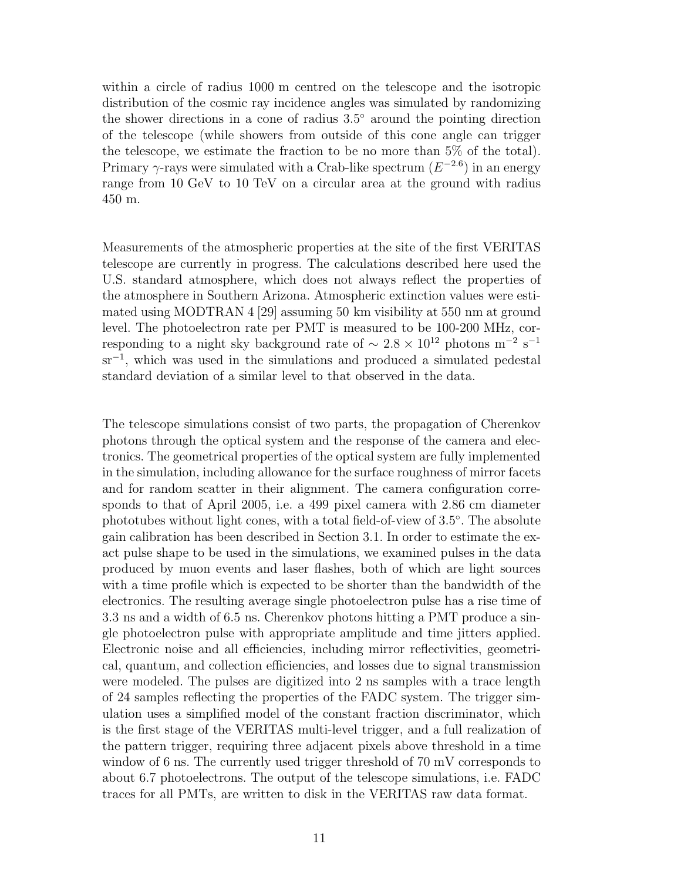within a circle of radius 1000 m centred on the telescope and the isotropic distribution of the cosmic ray incidence angles was simulated by randomizing the shower directions in a cone of radius $3.5^{\circ}$ around the pointing direction of the telescope (while showers from outside of this cone angle can trigger the telescope, we estimate the fraction to be no more than 5% of the total). Primary $\gamma$-rays were simulated with a Crab-like spectrum ($E^{-2.6}$) in an energy range from 10 GeV to 10 TeV on a circular area at the ground with radius 450 m.

Measurements of the atmospheric properties at the site of the first VERITAS telescope are currently in progress. The calculations described here used the U.S. standard atmosphere, which does not always reflect the properties of the atmosphere in Southern Arizona. Atmospheric extinction values were estimated using MODTRAN 4 [29] assuming 50 km visibility at 550 nm at ground level. The photoelectron rate per PMT is measured to be 100-200 MHz, corresponding to a night sky background rate of $\sim 2.8 \times 10^{12}$ photons m$^{-2}$ s$^{-1}$ sr$^{-1}$, which was used in the simulations and produced a simulated pedestal standard deviation of a similar level to that observed in the data.

The telescope simulations consist of two parts, the propagation of Cherenkov photons through the optical system and the response of the camera and electronics. The geometrical properties of the optical system are fully implemented in the simulation, including allowance for the surface roughness of mirror facets and for random scatter in their alignment. The camera configuration corresponds to that of April 2005, i.e. a 499 pixel camera with 2.86 cm diameter phototubes without light cones, with a total field-of-view of $3.5^{\circ}$. The absolute gain calibration has been described in Section 3.1. In order to estimate the exact pulse shape to be used in the simulations, we examined pulses in the data produced by muon events and laser flashes, both of which are light sources with a time profile which is expected to be shorter than the bandwidth of the electronics. The resulting average single photoelectron pulse has a rise time of 3.3 ns and a width of 6.5 ns. Cherenkov photons hitting a PMT produce a single photoelectron pulse with appropriate amplitude and time jitters applied. Electronic noise and all efficiencies, including mirror reflectivities, geometrical, quantum, and collection efficiencies, and losses due to signal transmission were modeled. The pulses are digitized into 2 ns samples with a trace length of 24 samples reflecting the properties of the FADC system. The trigger simulation uses a simplified model of the constant fraction discriminator, which is the first stage of the VERITAS multi-level trigger, and a full realization of the pattern trigger, requiring three adjacent pixels above threshold in a time window of 6 ns. The currently used trigger threshold of 70 mV corresponds to about 6.7 photoelectrons. The output of the telescope simulations, i.e. FADC traces for all PMTs, are written to disk in the VERITAS raw data format.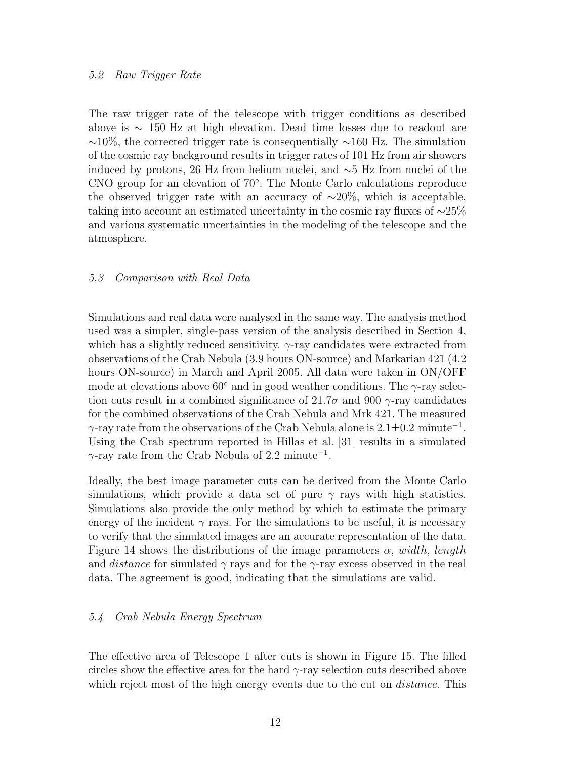### 5.2 Raw Trigger Rate

The raw trigger rate of the telescope with trigger conditions as described above is $\sim$ 150 Hz at high elevation. Dead time losses due to readout are $\sim$10%, the corrected trigger rate is consequentially $\sim$160 Hz. The simulation of the cosmic ray background results in trigger rates of 101 Hz from air showers induced by protons, 26 Hz from helium nuclei, and $\sim$5 Hz from nuclei of the CNO group for an elevation of 70°. The Monte Carlo calculations reproduce the observed trigger rate with an accuracy of $\sim$20%, which is acceptable, taking into account an estimated uncertainty in the cosmic ray fluxes of $\sim$25% and various systematic uncertainties in the modeling of the telescope and the atmosphere.

### 5.3 Comparison with Real Data

Simulations and real data were analysed in the same way. The analysis method used was a simpler, single-pass version of the analysis described in Section 4, which has a slightly reduced sensitivity. $\gamma$-ray candidates were extracted from observations of the Crab Nebula (3.9 hours ON-source) and Markarian 421 (4.2 hours ON-source) in March and April 2005. All data were taken in ON/OFF mode at elevations above 60° and in good weather conditions. The $\gamma$-ray selection cuts result in a combined significance of $21.7\sigma$ and 900 $\gamma$-ray candidates for the combined observations of the Crab Nebula and Mrk 421. The measured $\gamma$-ray rate from the observations of the Crab Nebula alone is $2.1\pm0.2$ minute$^{-1}$. Using the Crab spectrum reported in Hillas et al. [31] results in a simulated $\gamma$-ray rate from the Crab Nebula of 2.2 minute$^{-1}$.

Ideally, the best image parameter cuts can be derived from the Monte Carlo simulations, which provide a data set of pure $\gamma$ rays with high statistics. Simulations also provide the only method by which to estimate the primary energy of the incident $\gamma$ rays. For the simulations to be useful, it is necessary to verify that the simulated images are an accurate representation of the data. Figure 14 shows the distributions of the image parameters $\alpha$, *width*, *length* and *distance* for simulated $\gamma$ rays and for the $\gamma$-ray excess observed in the real data. The agreement is good, indicating that the simulations are valid.

### 5.4 Crab Nebula Energy Spectrum

The effective area of Telescope 1 after cuts is shown in Figure 15. The filled circles show the effective area for the hard $\gamma$-ray selection cuts described above which reject most of the high energy events due to the cut on *distance*. This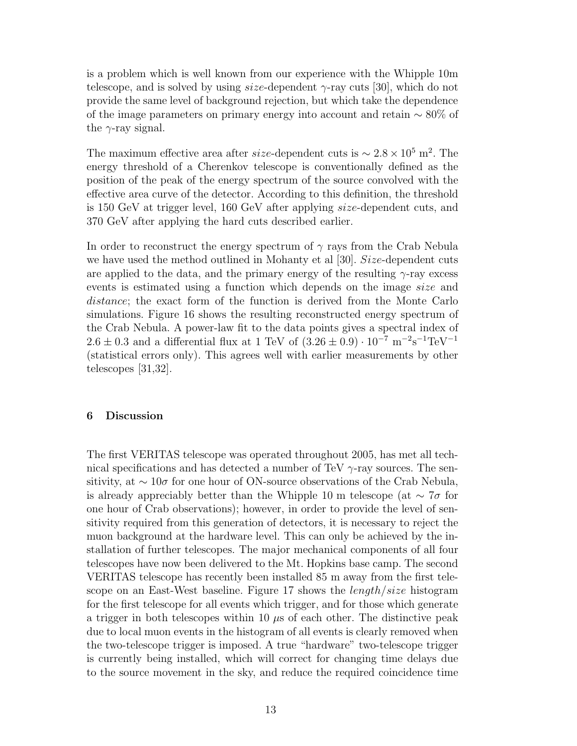is a problem which is well known from our experience with the Whipple 10m telescope, and is solved by using *size*-dependent $\gamma$-ray cuts [30], which do not provide the same level of background rejection, but which take the dependence of the image parameters on primary energy into account and retain $\sim 80\%$ of the $\gamma$-ray signal.

The maximum effective area after *size*-dependent cuts is $\sim 2.8 \times 10^5$ m$^2$. The energy threshold of a Cherenkov telescope is conventionally defined as the position of the peak of the energy spectrum of the source convolved with the effective area curve of the detector. According to this definition, the threshold is 150 GeV at trigger level, 160 GeV after applying *size*-dependent cuts, and 370 GeV after applying the hard cuts described earlier.

In order to reconstruct the energy spectrum of $\gamma$ rays from the Crab Nebula we have used the method outlined in Mohanty et al [30]. *Size*-dependent cuts are applied to the data, and the primary energy of the resulting $\gamma$-ray excess events is estimated using a function which depends on the image *size* and *distance*; the exact form of the function is derived from the Monte Carlo simulations. Figure 16 shows the resulting reconstructed energy spectrum of the Crab Nebula. A power-law fit to the data points gives a spectral index of $2.6 \pm 0.3$ and a differential flux at 1 TeV of $(3.26 \pm 0.9) \cdot 10^{-7}$ m$^{-2}$s$^{-1}$TeV$^{-1}$ (statistical errors only). This agrees well with earlier measurements by other telescopes [31,32].

## 6 Discussion

The first VERITAS telescope was operated throughout 2005, has met all technical specifications and has detected a number of TeV $\gamma$-ray sources. The sensitivity, at $\sim 10\sigma$ for one hour of ON-source observations of the Crab Nebula, is already appreciably better than the Whipple 10 m telescope (at $\sim 7\sigma$ for one hour of Crab observations); however, in order to provide the level of sensitivity required from this generation of detectors, it is necessary to reject the muon background at the hardware level. This can only be achieved by the installation of further telescopes. The major mechanical components of all four telescopes have now been delivered to the Mt. Hopkins base camp. The second VERITAS telescope has recently been installed 85 m away from the first telescope on an East-West baseline. Figure 17 shows the *length*/*size* histogram for the first telescope for all events which trigger, and for those which generate a trigger in both telescopes within 10 $\mu$s of each other. The distinctive peak due to local muon events in the histogram of all events is clearly removed when the two-telescope trigger is imposed. A true "hardware" two-telescope trigger is currently being installed, which will correct for changing time delays due to the source movement in the sky, and reduce the required coincidence time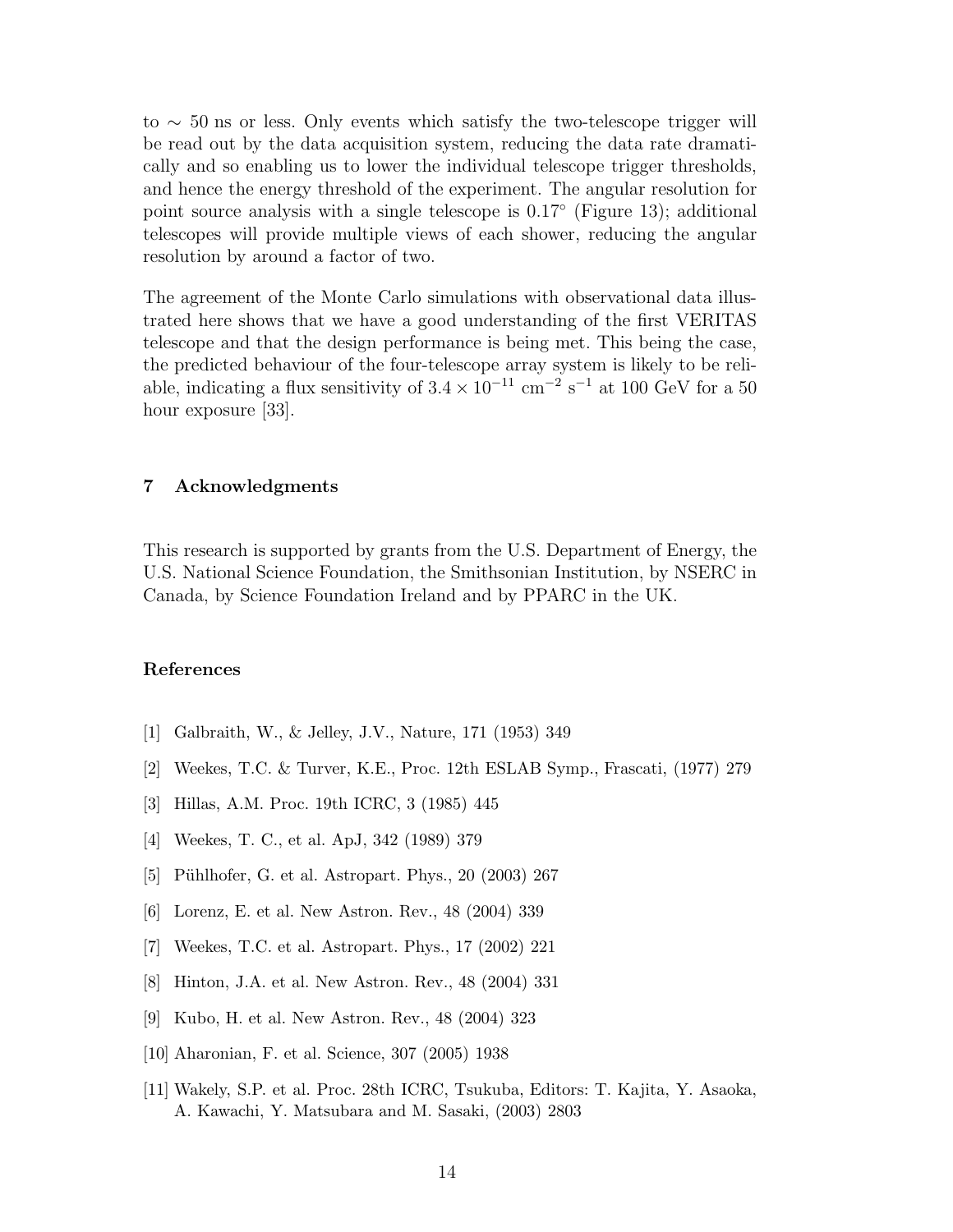to $\sim$ 50 ns or less. Only events which satisfy the two-telescope trigger will be read out by the data acquisition system, reducing the data rate dramatically and so enabling us to lower the individual telescope trigger thresholds, and hence the energy threshold of the experiment. The angular resolution for point source analysis with a single telescope is $0.17^{\circ}$ (Figure 13); additional telescopes will provide multiple views of each shower, reducing the angular resolution by around a factor of two.

The agreement of the Monte Carlo simulations with observational data illustrated here shows that we have a good understanding of the first VERITAS telescope and that the design performance is being met. This being the case, the predicted behaviour of the four-telescope array system is likely to be reliable, indicating a flux sensitivity of $3.4 \times 10^{-11}$ cm$^{-2}$ s$^{-1}$ at 100 GeV for a 50 hour exposure [33].

## 7 Acknowledgments

This research is supported by grants from the U.S. Department of Energy, the U.S. National Science Foundation, the Smithsonian Institution, by NSERC in Canada, by Science Foundation Ireland and by PPARC in the UK.

## References

[1] Galbraith, W., & Jelley, J.V., Nature, 171 (1953) 349

[2] Weekes, T.C. & Turver, K.E., Proc. 12th ESLAB Symp., Frascati, (1977) 279

[3] Hillas, A.M. Proc. 19th ICRC, 3 (1985) 445

[4] Weekes, T. C., et al. ApJ, 342 (1989) 379

[5] Pühlhofer, G. et al. Astropart. Phys., 20 (2003) 267

[6] Lorenz, E. et al. New Astron. Rev., 48 (2004) 339

[7] Weekes, T.C. et al. Astropart. Phys., 17 (2002) 221

[8] Hinton, J.A. et al. New Astron. Rev., 48 (2004) 331

[9] Kubo, H. et al. New Astron. Rev., 48 (2004) 323

[10] Aharonian, F. et al. Science, 307 (2005) 1938

[11] Wakely, S.P. et al. Proc. 28th ICRC, Tsukuba, Editors: T. Kajita, Y. Asaoka, A. Kawachi, Y. Matsubara and M. Sasaki, (2003) 2803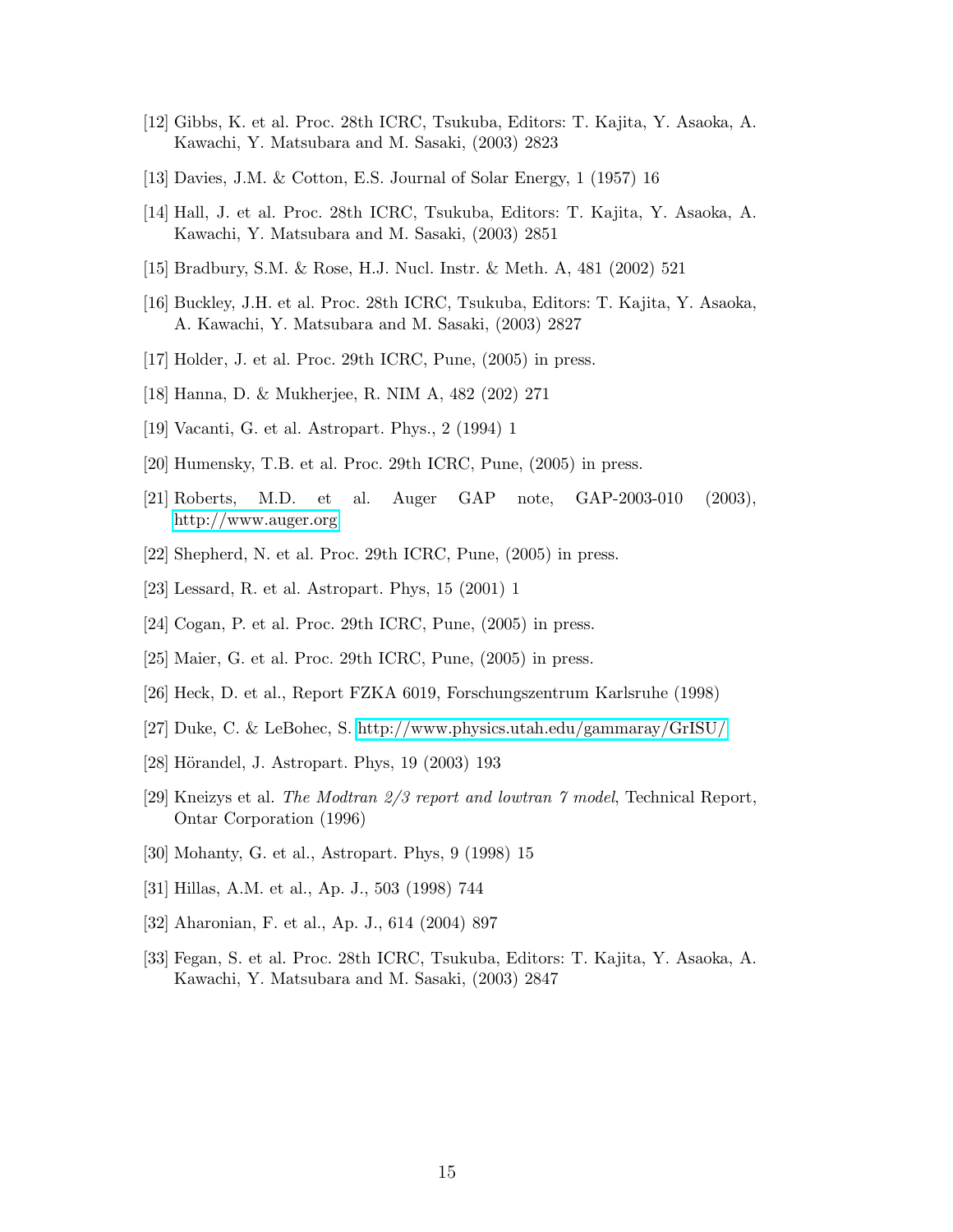[12] Gibbs, K. et al. Proc. 28th ICRC, Tsukuba, Editors: T. Kajita, Y. Asaoka, A. Kawachi, Y. Matsubara and M. Sasaki, (2003) 2823

[13] Davies, J.M. & Cotton, E.S. Journal of Solar Energy, 1 (1957) 16

[14] Hall, J. et al. Proc. 28th ICRC, Tsukuba, Editors: T. Kajita, Y. Asaoka, A. Kawachi, Y. Matsubara and M. Sasaki, (2003) 2851

[15] Bradbury, S.M. & Rose, H.J. Nucl. Instr. & Meth. A, 481 (2002) 521

[16] Buckley, J.H. et al. Proc. 28th ICRC, Tsukuba, Editors: T. Kajita, Y. Asaoka, A. Kawachi, Y. Matsubara and M. Sasaki, (2003) 2827

[17] Holder, J. et al. Proc. 29th ICRC, Pune, (2005) in press.

[18] Hanna, D. & Mukherjee, R. NIM A, 482 (202) 271

[19] Vacanti, G. et al. Astropart. Phys., 2 (1994) 1

[20] Humensky, T.B. et al. Proc. 29th ICRC, Pune, (2005) in press.

[21] Roberts, M.D. et al. Auger GAP note, GAP-2003-010 (2003), http://www.auger.org

[22] Shepherd, N. et al. Proc. 29th ICRC, Pune, (2005) in press.

[23] Lessard, R. et al. Astropart. Phys, 15 (2001) 1

[24] Cogan, P. et al. Proc. 29th ICRC, Pune, (2005) in press.

[25] Maier, G. et al. Proc. 29th ICRC, Pune, (2005) in press.

[26] Heck, D. et al., Report FZKA 6019, Forschungszentrum Karlsruhe (1998)

[27] Duke, C. & LeBohec, S. http://www.physics.utah.edu/gammaray/GrISU/

[28] Hörandel, J. Astropart. Phys, 19 (2003) 193

[29] Kneizys et al. *The Modtran 2/3 report and lowtran 7 model*, Technical Report, Ontar Corporation (1996)

[30] Mohanty, G. et al., Astropart. Phys, 9 (1998) 15

[31] Hillas, A.M. et al., Ap. J., 503 (1998) 744

[32] Aharonian, F. et al., Ap. J., 614 (2004) 897

[33] Fegan, S. et al. Proc. 28th ICRC, Tsukuba, Editors: T. Kajita, Y. Asaoka, A. Kawachi, Y. Matsubara and M. Sasaki, (2003) 2847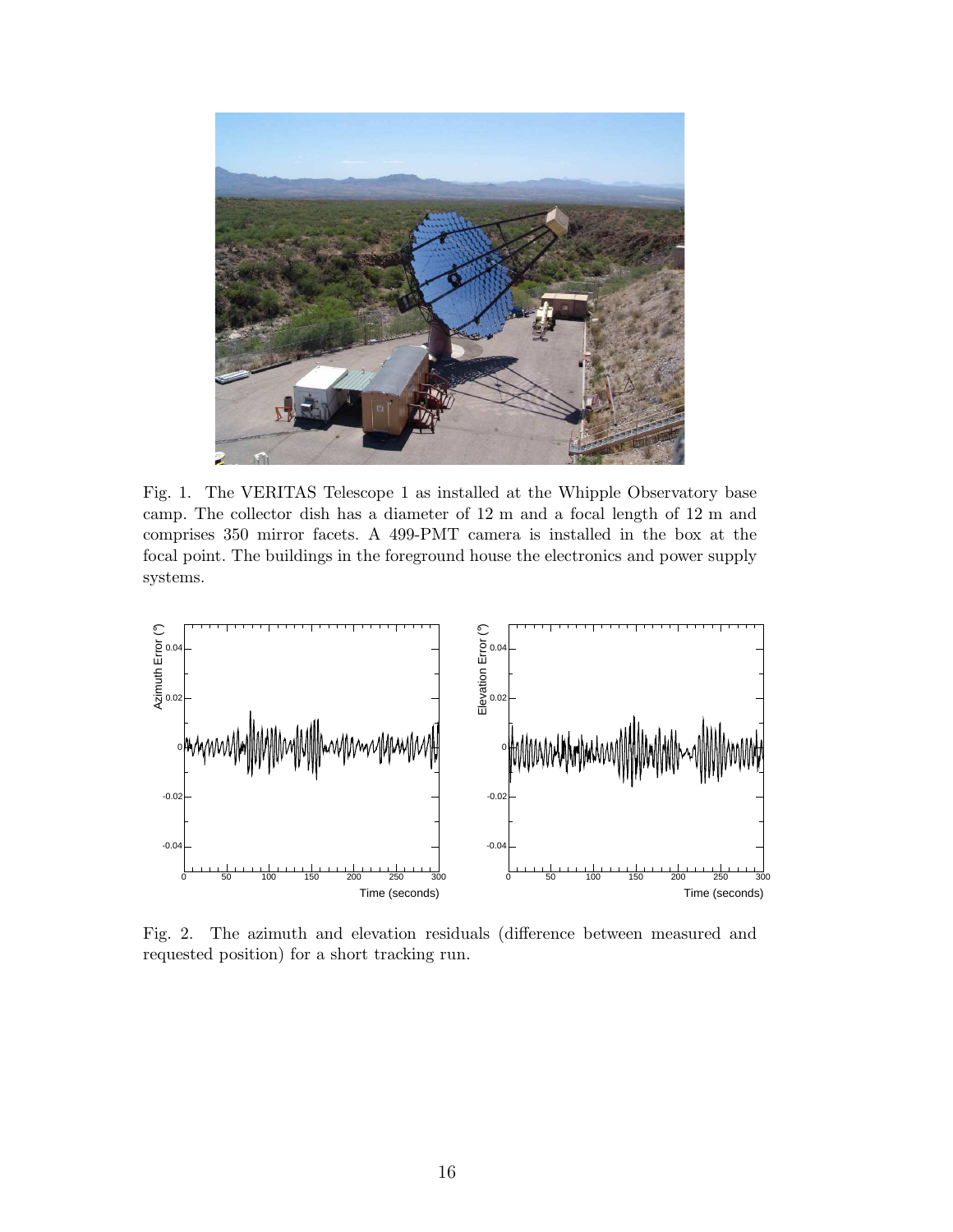Fig. 1. The VERITAS Telescope 1 as installed at the Whipple Observatory base camp. The collector dish has a diameter of 12 m and a focal length of 12 m and comprises 350 mirror facets. A 499-PMT camera is installed in the box at the focal point. The buildings in the foreground house the electronics and power supply systems.

Fig. 2. The azimuth and elevation residuals (difference between measured and requested position) for a short tracking run.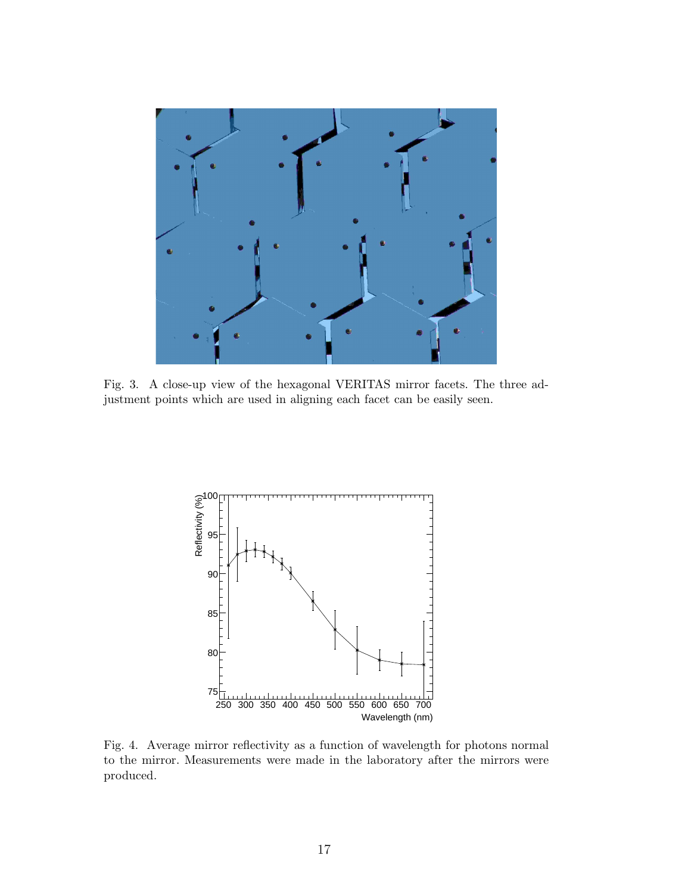Fig. 3. A close-up view of the hexagonal VERITAS mirror facets. The three adjustment points which are used in aligning each facet can be easily seen.

Fig. 4. Average mirror reflectivity as a function of wavelength for photons normal to the mirror. Measurements were made in the laboratory after the mirrors were produced.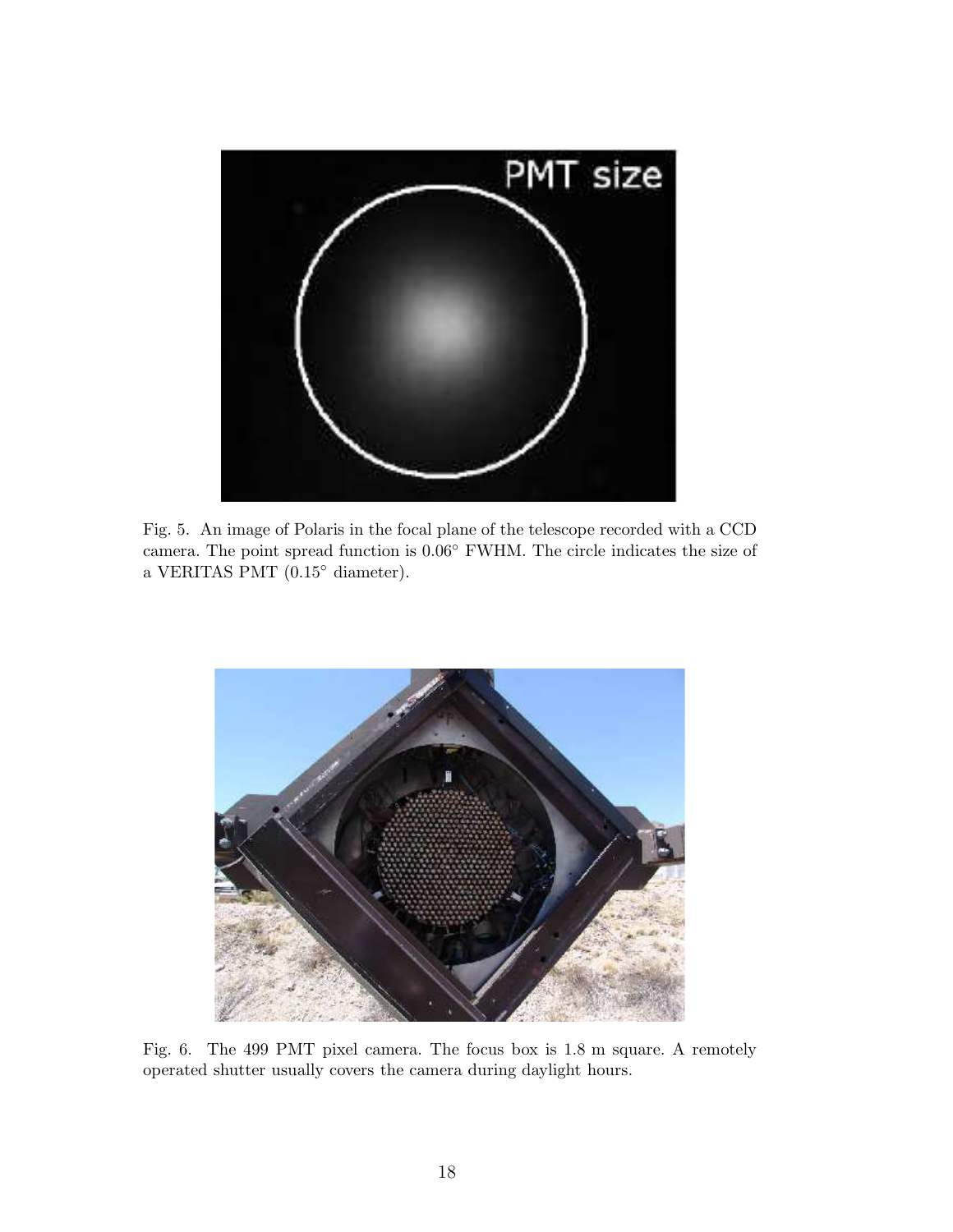Fig. 5. An image of Polaris in the focal plane of the telescope recorded with a CCD camera. The point spread function is 0.06° FWHM. The circle indicates the size of a VERITAS PMT (0.15° diameter).

Fig. 6. The 499 PMT pixel camera. The focus box is 1.8 m square. A remotely operated shutter usually covers the camera during daylight hours.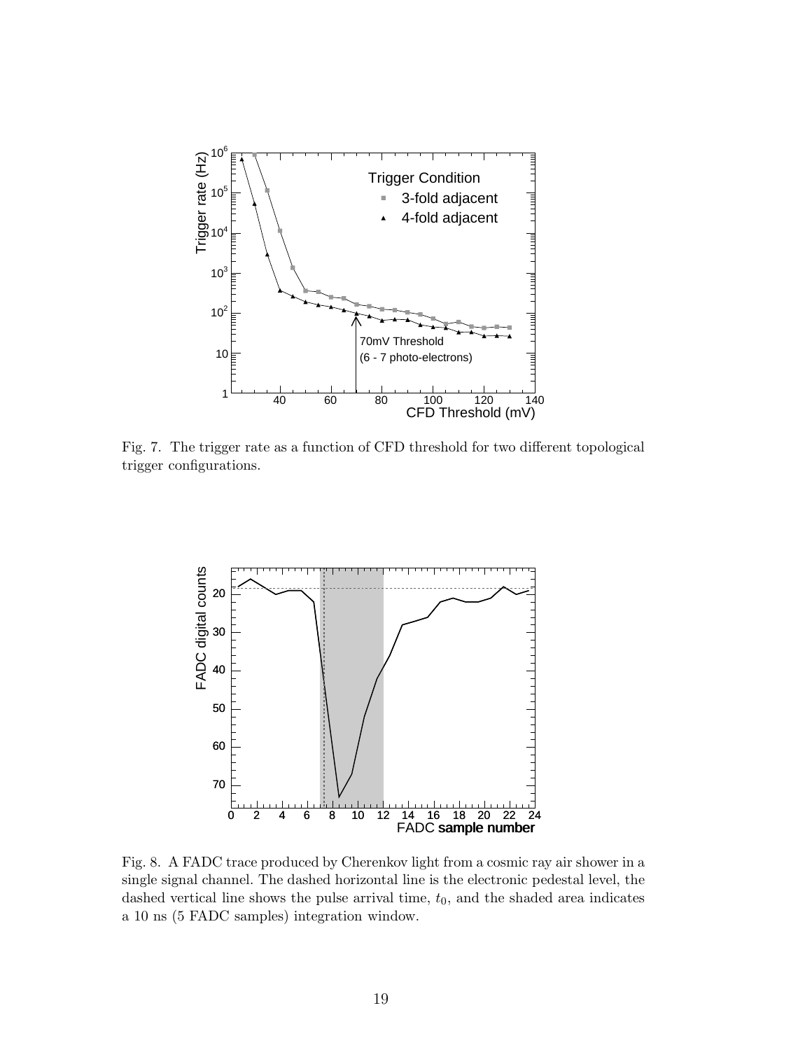Fig. 7. The trigger rate as a function of CFD threshold for two different topological trigger configurations.

Fig. 8. A FADC trace produced by Cherenkov light from a cosmic ray air shower in a single signal channel. The dashed horizontal line is the electronic pedestal level, the dashed vertical line shows the pulse arrival time, $t_0$, and the shaded area indicates a 10 ns (5 FADC samples) integration window.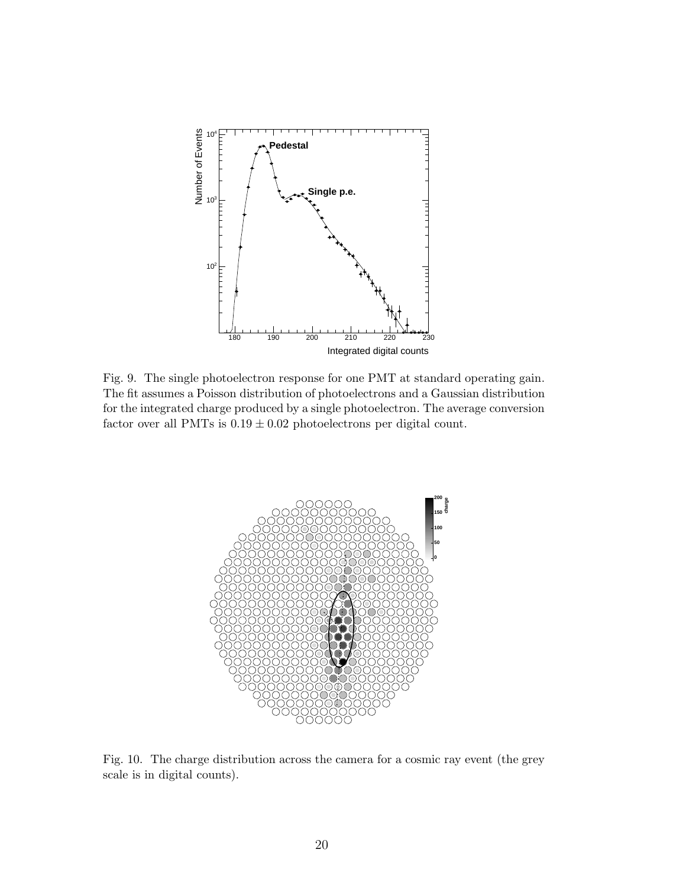Fig. 9. The single photoelectron response for one PMT at standard operating gain. The fit assumes a Poisson distribution of photoelectrons and a Gaussian distribution for the integrated charge produced by a single photoelectron. The average conversion factor over all PMTs is $0.19 \pm 0.02$ photoelectrons per digital count.

Fig. 10. The charge distribution across the camera for a cosmic ray event (the grey scale is in digital counts).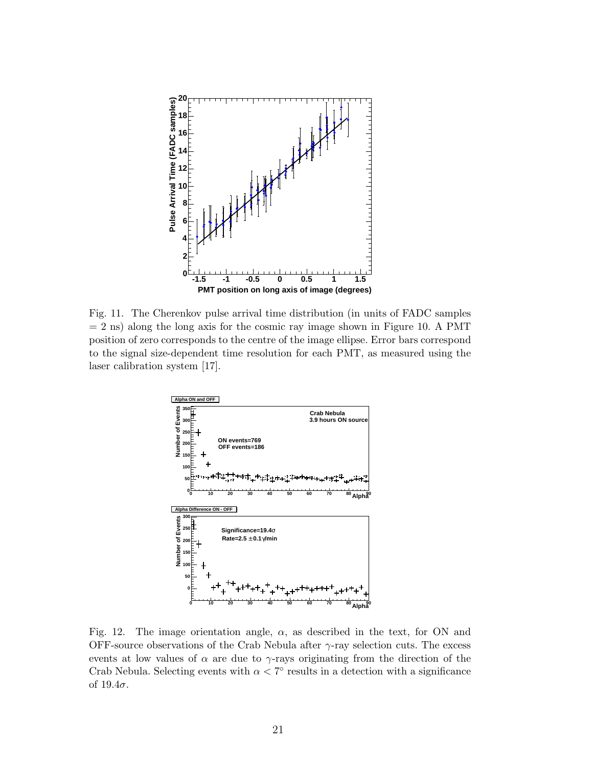Fig. 11. The Cherenkov pulse arrival time distribution (in units of FADC samples = 2 ns) along the long axis for the cosmic ray image shown in Figure 10. A PMT position of zero corresponds to the centre of the image ellipse. Error bars correspond to the signal size-dependent time resolution for each PMT, as measured using the laser calibration system [17].

Fig. 12. The image orientation angle, $\alpha$, as described in the text, for ON and OFF-source observations of the Crab Nebula after $\gamma$-ray selection cuts. The excess events at low values of $\alpha$ are due to $\gamma$-rays originating from the direction of the Crab Nebula. Selecting events with $\alpha < 7^{\circ}$ results in a detection with a significance of $19.4\sigma$.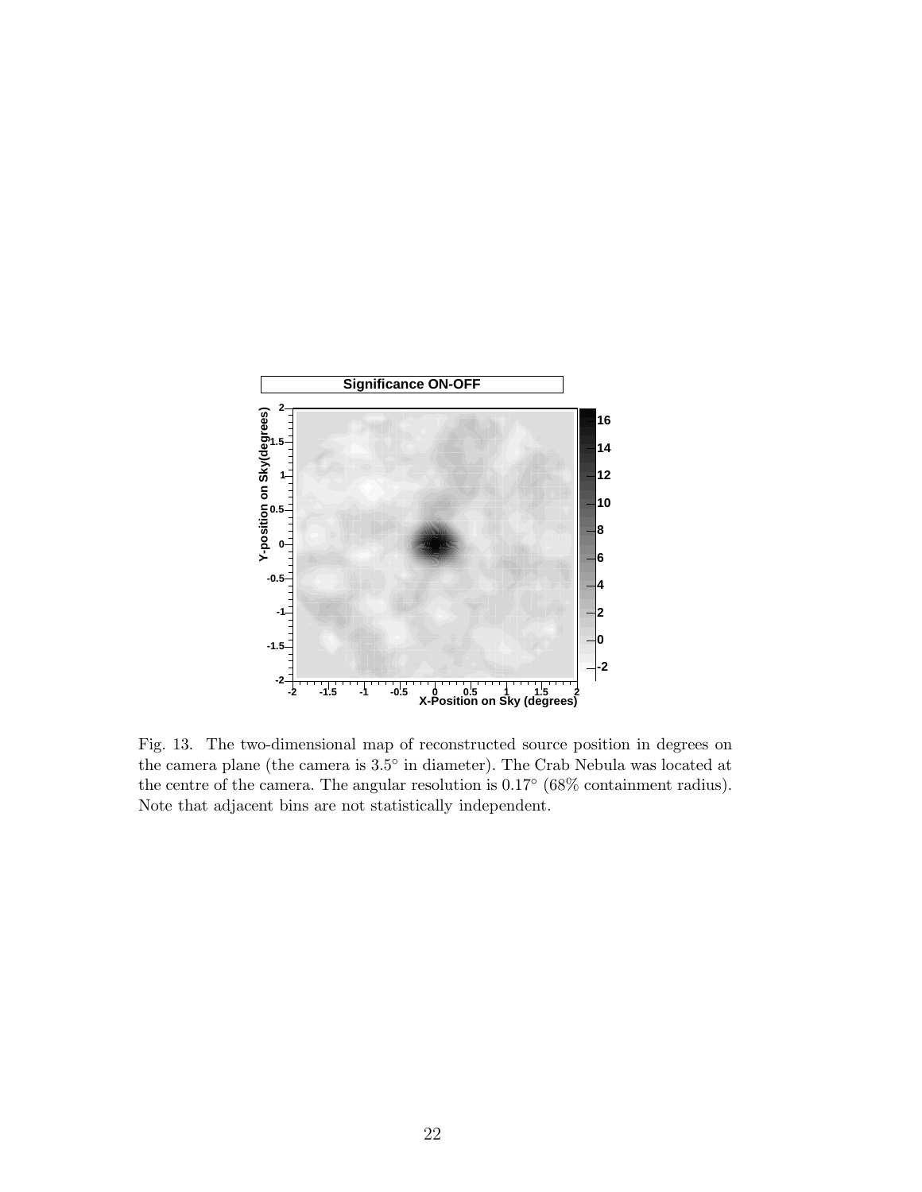Fig. 13. The two-dimensional map of reconstructed source position in degrees on the camera plane (the camera is $3.5^{\circ}$ in diameter). The Crab Nebula was located at the centre of the camera. The angular resolution is $0.17^{\circ}$ (68% containment radius). Note that adjacent bins are not statistically independent.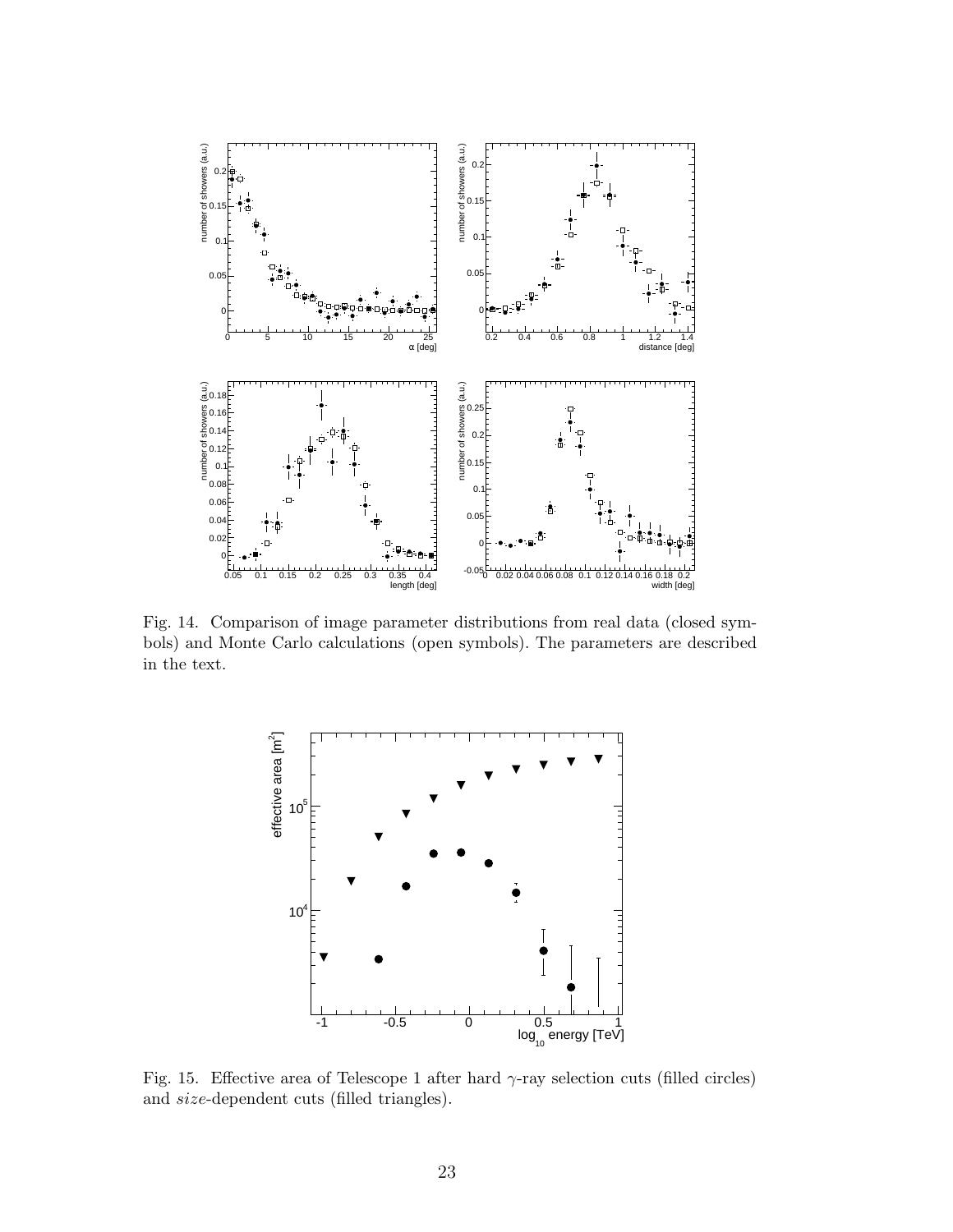Fig. 14. Comparison of image parameter distributions from real data (closed symbols) and Monte Carlo calculations (open symbols). The parameters are described in the text.

Fig. 15. Effective area of Telescope 1 after hard $\gamma$-ray selection cuts (filled circles) and *size*-dependent cuts (filled triangles).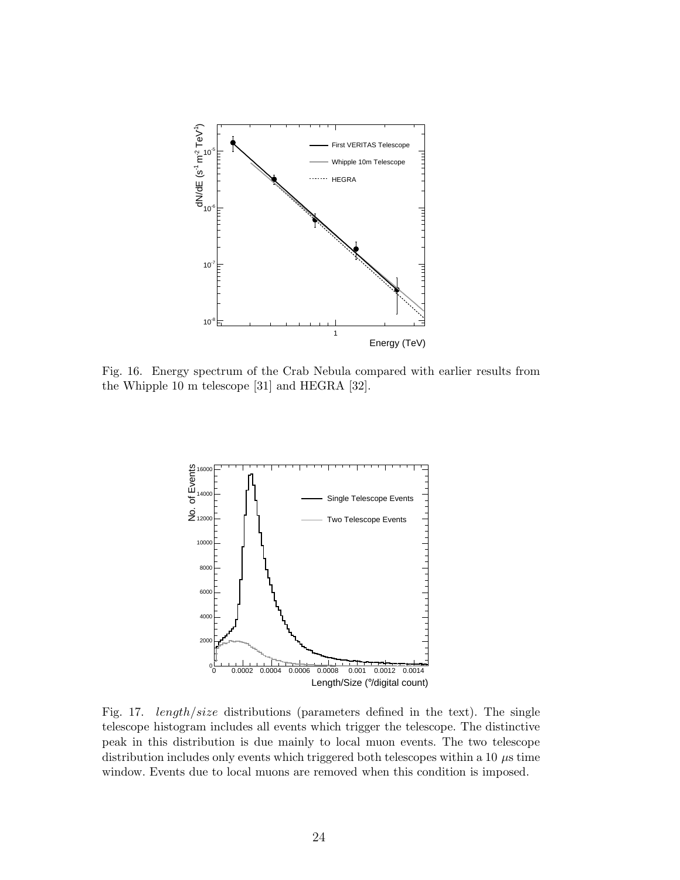dN/dE (s$^{-1}$ m$^{-2}$ TeV$^{-1}$)

$10^{-5}$

$10^{-6}$

$10^{-7}$

$10^{-8}$

1

Energy (TeV)

First VERITAS Telescope

Whipple 10m Telescope

HEGRA

Fig. 16. Energy spectrum of the Crab Nebula compared with earlier results from the Whipple 10 m telescope [31] and HEGRA [32].

No. of Events

0
2000
4000
6000
8000
10000
12000
14000
16000

0
0.0002
0.0004
0.0006
0.0008
0.001
0.0012
0.0014

Length/Size (°/digital count)

Single Telescope Events

Two Telescope Events

Fig. 17. *length/size* distributions (parameters defined in the text). The single telescope histogram includes all events which trigger the telescope. The distinctive peak in this distribution is due mainly to local muon events. The two telescope distribution includes only events which triggered both telescopes within a 10 $\mu$s time window. Events due to local muons are removed when this condition is imposed.